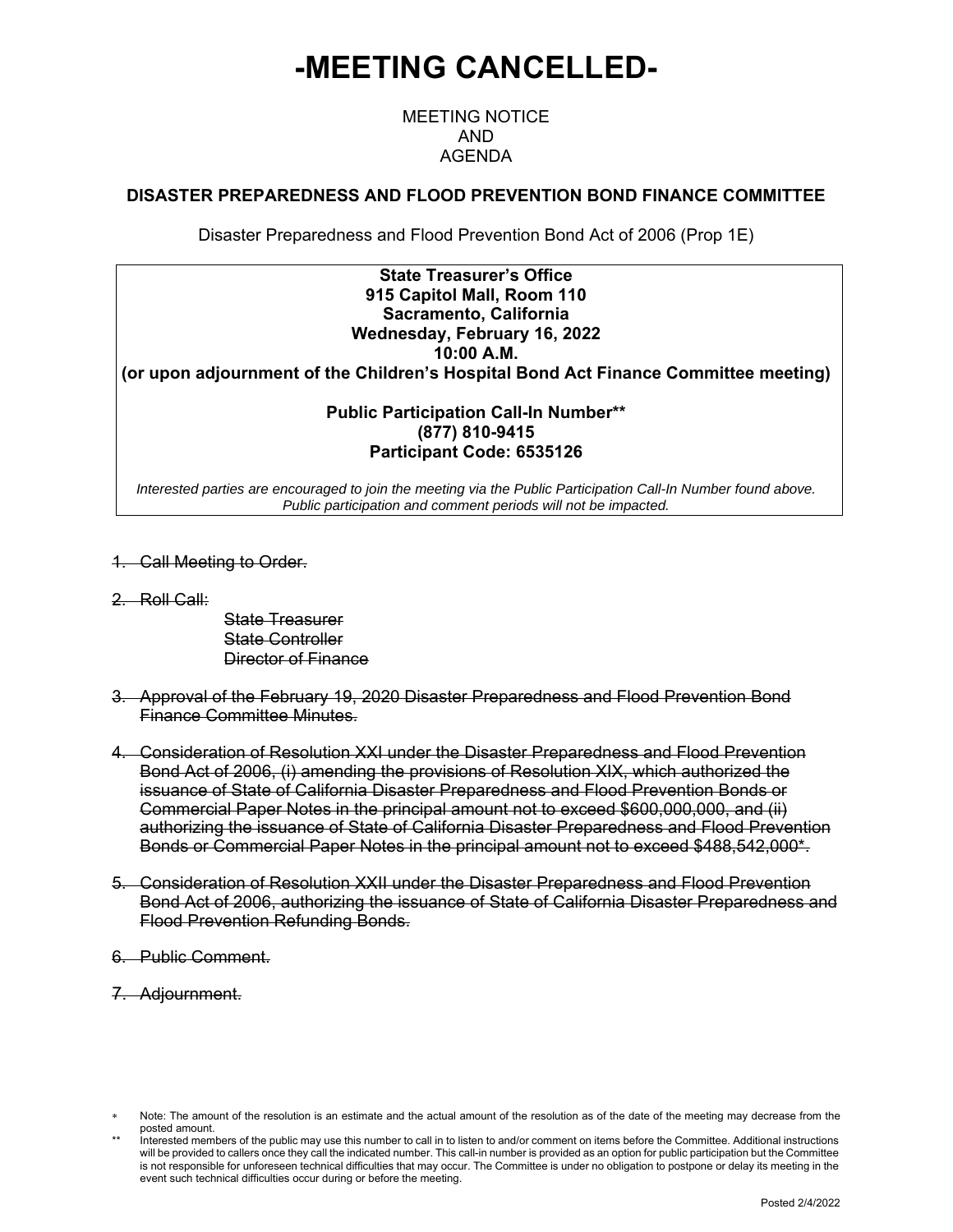# -MEETING CANCELLED-

MEETING NOTICE
AND
AGENDA

**DISASTER PREPAREDNESS AND FLOOD PREVENTION BOND FINANCE COMMITTEE**

Disaster Preparedness and Flood Prevention Bond Act of 2006 (Prop 1E)

**State Treasurer's Office**
**915 Capitol Mall, Room 110**
**Sacramento, California**
**Wednesday, February 16, 2022**
**10:00 A.M.**
**(or upon adjournment of the Children's Hospital Bond Act Finance Committee meeting)**

**Public Participation Call-In Number****
**(877) 810-9415**
**Participant Code: 6535126**

*Interested parties are encouraged to join the meeting via the Public Participation Call-In Number found above. Public participation and comment periods will not be impacted.*

1. ~~Call Meeting to Order.~~
2. ~~Roll Call:~~
   - ~~State Treasurer~~
   - ~~State Controller~~
   - ~~Director of Finance~~
3. ~~Approval of the February 19, 2020 Disaster Preparedness and Flood Prevention Bond Finance Committee Minutes.~~
4. ~~Consideration of Resolution XXI under the Disaster Preparedness and Flood Prevention Bond Act of 2006, (i) amending the provisions of Resolution XIX, which authorized the issuance of State of California Disaster Preparedness and Flood Prevention Bonds or Commercial Paper Notes in the principal amount not to exceed $600,000,000, and (ii) authorizing the issuance of State of California Disaster Preparedness and Flood Prevention Bonds or Commercial Paper Notes in the principal amount not to exceed $488,542,000*.~~
5. ~~Consideration of Resolution XXII under the Disaster Preparedness and Flood Prevention Bond Act of 2006, authorizing the issuance of State of California Disaster Preparedness and Flood Prevention Refunding Bonds.~~
6. ~~Public Comment.~~
7. ~~Adjournment.~~

\* Note: The amount of the resolution is an estimate and the actual amount of the resolution as of the date of the meeting may decrease from the posted amount.

** Interested members of the public may use this number to call in to listen to and/or comment on items before the Committee. Additional instructions will be provided to callers once they call the indicated number. This call-in number is provided as an option for public participation but the Committee is not responsible for unforeseen technical difficulties that may occur. The Committee is under no obligation to postpone or delay its meeting in the event such technical difficulties occur during or before the meeting.

Posted 2/4/2022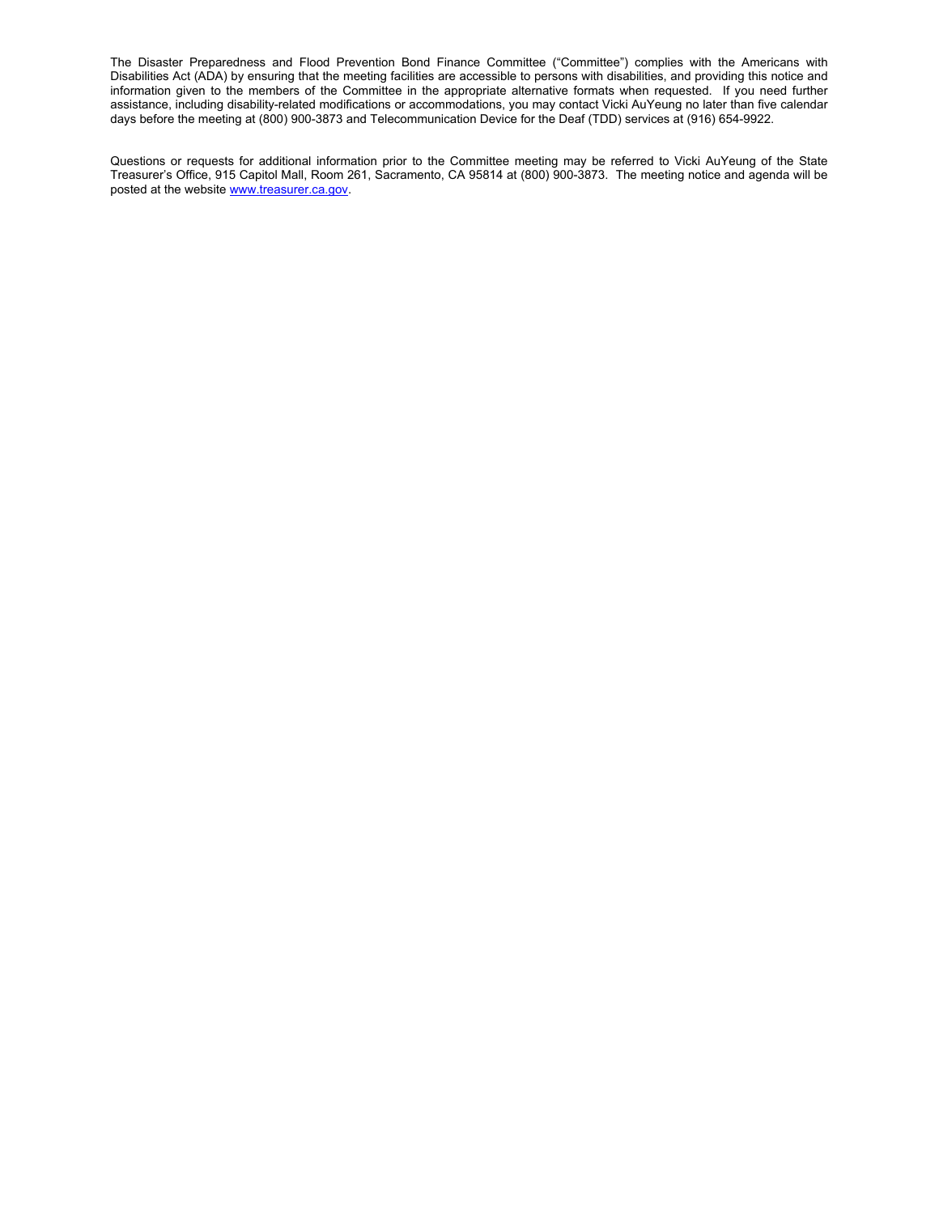The Disaster Preparedness and Flood Prevention Bond Finance Committee ("Committee") complies with the Americans with Disabilities Act (ADA) by ensuring that the meeting facilities are accessible to persons with disabilities, and providing this notice and information given to the members of the Committee in the appropriate alternative formats when requested. If you need further assistance, including disability-related modifications or accommodations, you may contact Vicki AuYeung no later than five calendar days before the meeting at (800) 900-3873 and Telecommunication Device for the Deaf (TDD) services at (916) 654-9922.

Questions or requests for additional information prior to the Committee meeting may be referred to Vicki AuYeung of the State Treasurer's Office, 915 Capitol Mall, Room 261, Sacramento, CA 95814 at (800) 900-3873. The meeting notice and agenda will be posted at the website [www.treasurer.ca.gov](http://www.treasurer.ca.gov).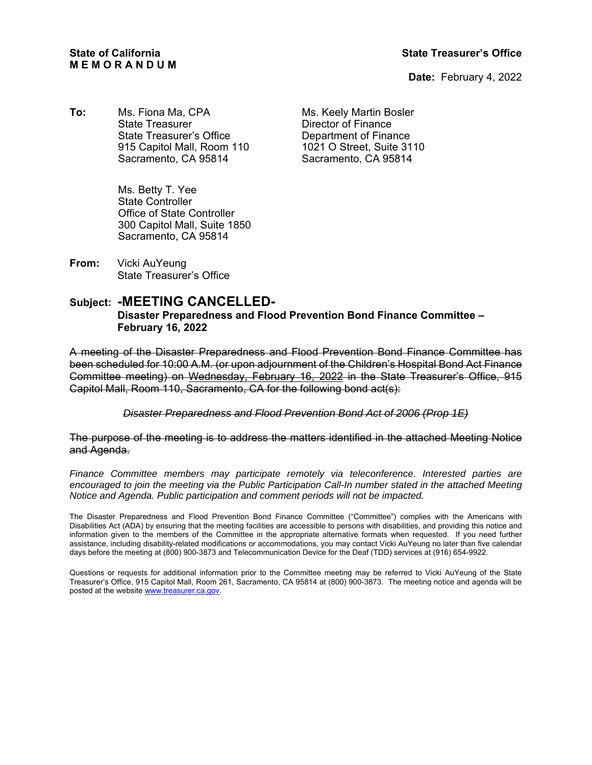**State of California** **State Treasurer's Office**
**M E M O R A N D U M**

**Date:** February 4, 2022

**To:** Ms. Fiona Ma, CPA
State Treasurer
State Treasurer's Office
915 Capitol Mall, Room 110
Sacramento, CA 95814

Ms. Keely Martin Bosler
Director of Finance
Department of Finance
1021 O Street, Suite 3110
Sacramento, CA 95814

Ms. Betty T. Yee
State Controller
Office of State Controller
300 Capitol Mall, Suite 1850
Sacramento, CA 95814

**From:** Vicki AuYeung
State Treasurer's Office

**Subject: -MEETING CANCELLED-**
**Disaster Preparedness and Flood Prevention Bond Finance Committee – February 16, 2022**

~~A meeting of the Disaster Preparedness and Flood Prevention Bond Finance Committee has been scheduled for 10:00 A.M. (or upon adjournment of the Children's Hospital Bond Act Finance Committee meeting) on Wednesday, February 16, 2022 in the State Treasurer's Office, 915 Capitol Mall, Room 110, Sacramento, CA for the following bond act(s):~~

~~*Disaster Preparedness and Flood Prevention Bond Act of 2006 (Prop 1E)*~~

~~The purpose of the meeting is to address the matters identified in the attached Meeting Notice and Agenda.~~

*Finance Committee members may participate remotely via teleconference. Interested parties are encouraged to join the meeting via the Public Participation Call-In number stated in the attached Meeting Notice and Agenda. Public participation and comment periods will not be impacted.*

The Disaster Preparedness and Flood Prevention Bond Finance Committee ("Committee") complies with the Americans with Disabilities Act (ADA) by ensuring that the meeting facilities are accessible to persons with disabilities, and providing this notice and information given to the members of the Committee in the appropriate alternative formats when requested. If you need further assistance, including disability-related modifications or accommodations, you may contact Vicki AuYeung no later than five calendar days before the meeting at (800) 900-3873 and Telecommunication Device for the Deaf (TDD) services at (916) 654-9922.

Questions or requests for additional information prior to the Committee meeting may be referred to Vicki AuYeung of the State Treasurer's Office, 915 Capitol Mall, Room 261, Sacramento, CA 95814 at (800) 900-3873. The meeting notice and agenda will be posted at the website [www.treasurer.ca.gov](http://www.treasurer.ca.gov).